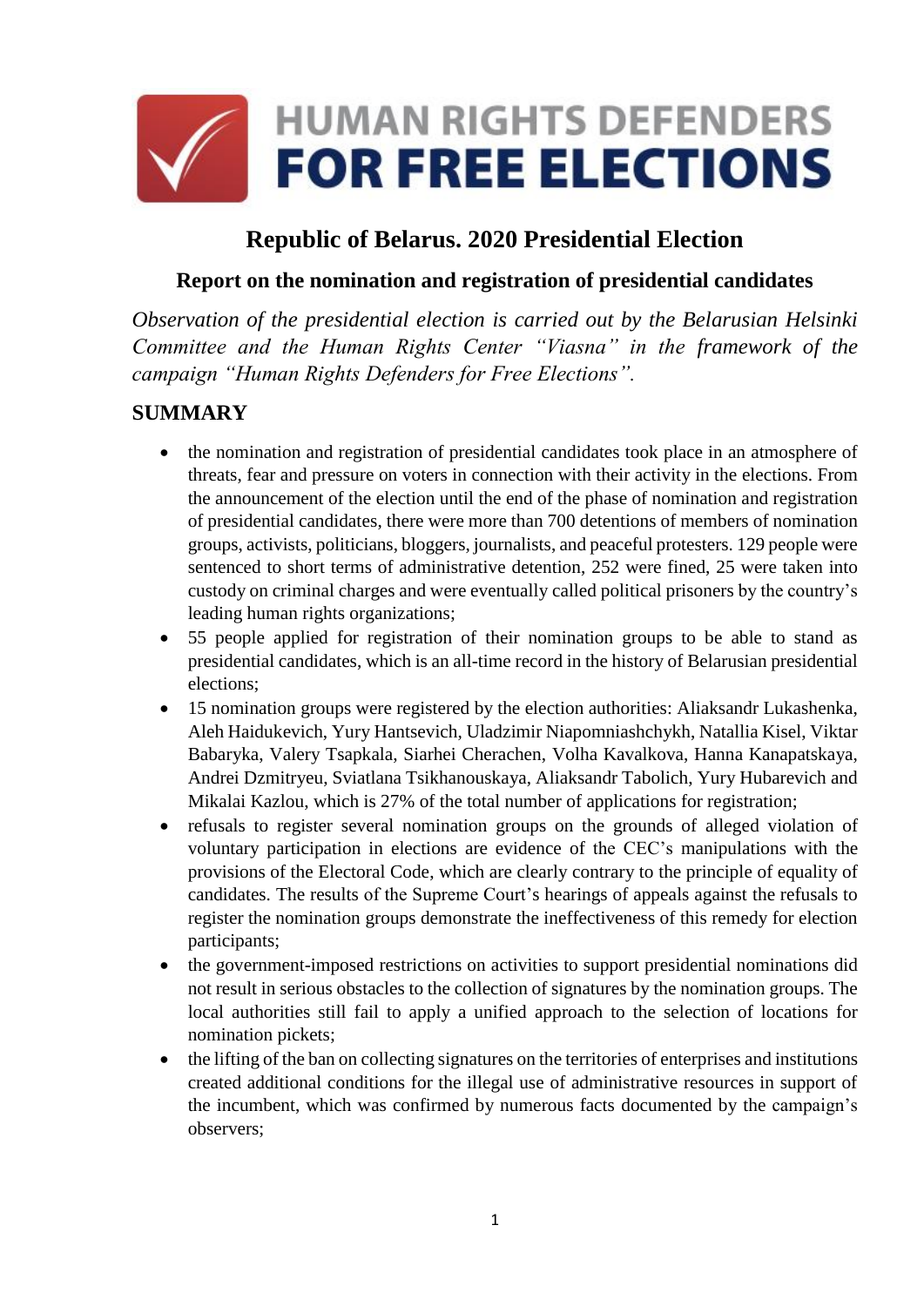HUMAN RIGHTS DEFENDERS FOR FREE ELECTIONS

# Republic of Belarus. 2020 Presidential Election

## Report on the nomination and registration of presidential candidates

*Observation of the presidential election is carried out by the Belarusian Helsinki Committee and the Human Rights Center "Viasna" in the framework of the campaign "Human Rights Defenders for Free Elections".*

## SUMMARY

- the nomination and registration of presidential candidates took place in an atmosphere of threats, fear and pressure on voters in connection with their activity in the elections. From the announcement of the election until the end of the phase of nomination and registration of presidential candidates, there were more than 700 detentions of members of nomination groups, activists, politicians, bloggers, journalists, and peaceful protesters. 129 people were sentenced to short terms of administrative detention, 252 were fined, 25 were taken into custody on criminal charges and were eventually called political prisoners by the country's leading human rights organizations;
- 55 people applied for registration of their nomination groups to be able to stand as presidential candidates, which is an all-time record in the history of Belarusian presidential elections;
- 15 nomination groups were registered by the election authorities: Aliaksandr Lukashenka, Aleh Haidukevich, Yury Hantsevich, Uladzimir Niapomniashchykh, Natallia Kisel, Viktar Babaryka, Valery Tsapkala, Siarhei Cherachen, Volha Kavalkova, Hanna Kanapatskaya, Andrei Dzmitryeu, Sviatlana Tsikhanouskaya, Aliaksandr Tabolich, Yury Hubarevich and Mikalai Kazlou, which is 27% of the total number of applications for registration;
- refusals to register several nomination groups on the grounds of alleged violation of voluntary participation in elections are evidence of the CEC's manipulations with the provisions of the Electoral Code, which are clearly contrary to the principle of equality of candidates. The results of the Supreme Court's hearings of appeals against the refusals to register the nomination groups demonstrate the ineffectiveness of this remedy for election participants;
- the government-imposed restrictions on activities to support presidential nominations did not result in serious obstacles to the collection of signatures by the nomination groups. The local authorities still fail to apply a unified approach to the selection of locations for nomination pickets;
- the lifting of the ban on collecting signatures on the territories of enterprises and institutions created additional conditions for the illegal use of administrative resources in support of the incumbent, which was confirmed by numerous facts documented by the campaign's observers;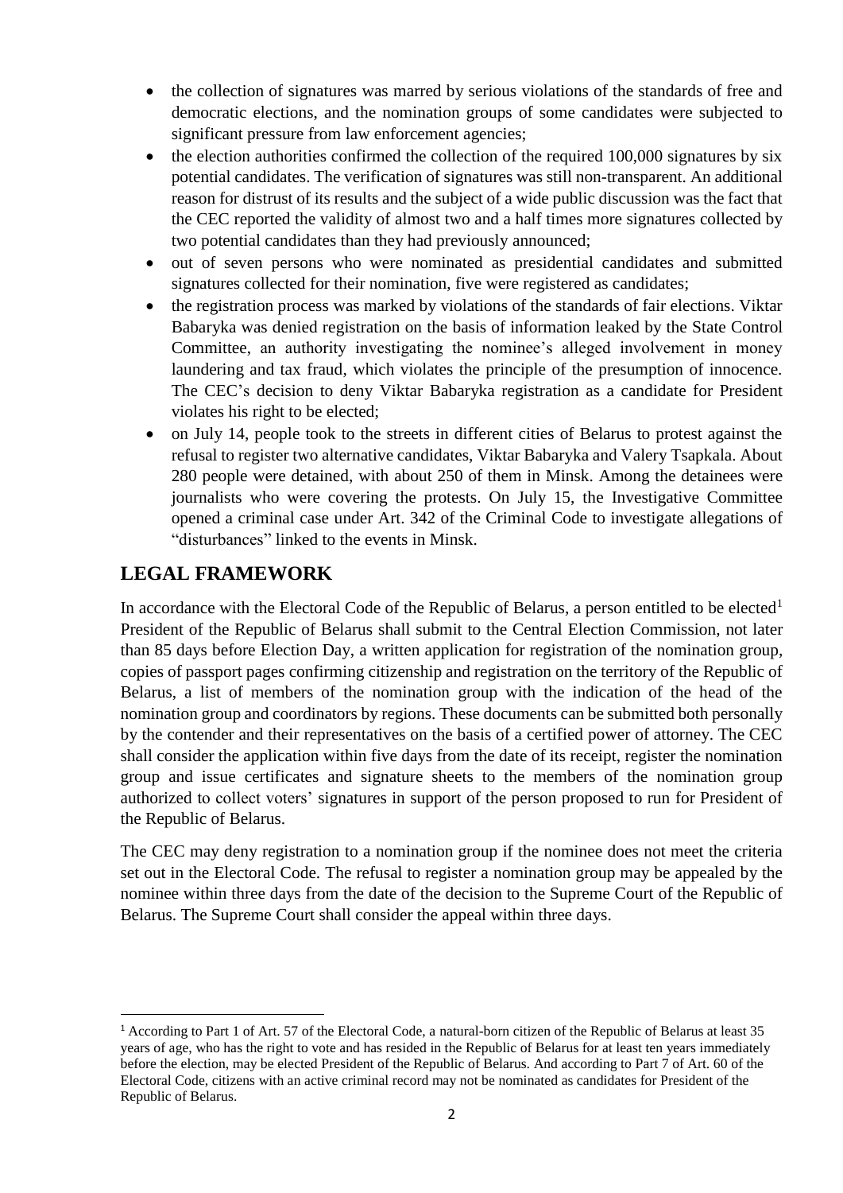- the collection of signatures was marred by serious violations of the standards of free and democratic elections, and the nomination groups of some candidates were subjected to significant pressure from law enforcement agencies;
- the election authorities confirmed the collection of the required 100,000 signatures by six potential candidates. The verification of signatures was still non-transparent. An additional reason for distrust of its results and the subject of a wide public discussion was the fact that the CEC reported the validity of almost two and a half times more signatures collected by two potential candidates than they had previously announced;
- out of seven persons who were nominated as presidential candidates and submitted signatures collected for their nomination, five were registered as candidates;
- the registration process was marked by violations of the standards of fair elections. Viktar Babaryka was denied registration on the basis of information leaked by the State Control Committee, an authority investigating the nominee's alleged involvement in money laundering and tax fraud, which violates the principle of the presumption of innocence. The CEC's decision to deny Viktar Babaryka registration as a candidate for President violates his right to be elected;
- on July 14, people took to the streets in different cities of Belarus to protest against the refusal to register two alternative candidates, Viktar Babaryka and Valery Tsapkala. About 280 people were detained, with about 250 of them in Minsk. Among the detainees were journalists who were covering the protests. On July 15, the Investigative Committee opened a criminal case under Art. 342 of the Criminal Code to investigate allegations of "disturbances" linked to the events in Minsk.

## LEGAL FRAMEWORK

In accordance with the Electoral Code of the Republic of Belarus, a person entitled to be elected[1] President of the Republic of Belarus shall submit to the Central Election Commission, not later than 85 days before Election Day, a written application for registration of the nomination group, copies of passport pages confirming citizenship and registration on the territory of the Republic of Belarus, a list of members of the nomination group with the indication of the head of the nomination group and coordinators by regions. These documents can be submitted both personally by the contender and their representatives on the basis of a certified power of attorney. The CEC shall consider the application within five days from the date of its receipt, register the nomination group and issue certificates and signature sheets to the members of the nomination group authorized to collect voters' signatures in support of the person proposed to run for President of the Republic of Belarus.

The CEC may deny registration to a nomination group if the nominee does not meet the criteria set out in the Electoral Code. The refusal to register a nomination group may be appealed by the nominee within three days from the date of the decision to the Supreme Court of the Republic of Belarus. The Supreme Court shall consider the appeal within three days.

[1] According to Part 1 of Art. 57 of the Electoral Code, a natural-born citizen of the Republic of Belarus at least 35 years of age, who has the right to vote and has resided in the Republic of Belarus for at least ten years immediately before the election, may be elected President of the Republic of Belarus. And according to Part 7 of Art. 60 of the Electoral Code, citizens with an active criminal record may not be nominated as candidates for President of the Republic of Belarus.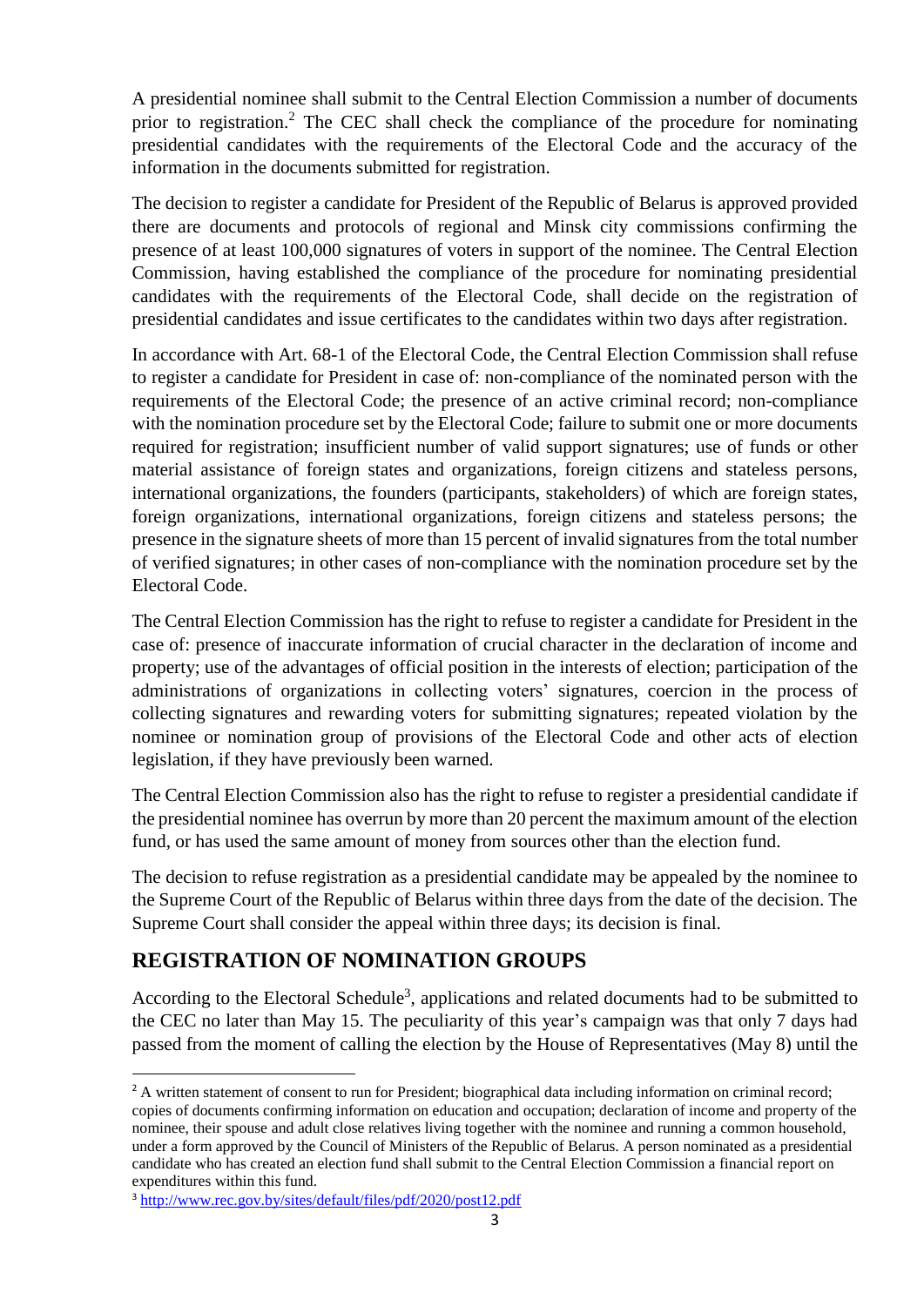A presidential nominee shall submit to the Central Election Commission a number of documents prior to registration.[2] The CEC shall check the compliance of the procedure for nominating presidential candidates with the requirements of the Electoral Code and the accuracy of the information in the documents submitted for registration.

The decision to register a candidate for President of the Republic of Belarus is approved provided there are documents and protocols of regional and Minsk city commissions confirming the presence of at least 100,000 signatures of voters in support of the nominee. The Central Election Commission, having established the compliance of the procedure for nominating presidential candidates with the requirements of the Electoral Code, shall decide on the registration of presidential candidates and issue certificates to the candidates within two days after registration.

In accordance with Art. 68-1 of the Electoral Code, the Central Election Commission shall refuse to register a candidate for President in case of: non-compliance of the nominated person with the requirements of the Electoral Code; the presence of an active criminal record; non-compliance with the nomination procedure set by the Electoral Code; failure to submit one or more documents required for registration; insufficient number of valid support signatures; use of funds or other material assistance of foreign states and organizations, foreign citizens and stateless persons, international organizations, the founders (participants, stakeholders) of which are foreign states, foreign organizations, international organizations, foreign citizens and stateless persons; the presence in the signature sheets of more than 15 percent of invalid signatures from the total number of verified signatures; in other cases of non-compliance with the nomination procedure set by the Electoral Code.

The Central Election Commission has the right to refuse to register a candidate for President in the case of: presence of inaccurate information of crucial character in the declaration of income and property; use of the advantages of official position in the interests of election; participation of the administrations of organizations in collecting voters' signatures, coercion in the process of collecting signatures and rewarding voters for submitting signatures; repeated violation by the nominee or nomination group of provisions of the Electoral Code and other acts of election legislation, if they have previously been warned.

The Central Election Commission also has the right to refuse to register a presidential candidate if the presidential nominee has overrun by more than 20 percent the maximum amount of the election fund, or has used the same amount of money from sources other than the election fund.

The decision to refuse registration as a presidential candidate may be appealed by the nominee to the Supreme Court of the Republic of Belarus within three days from the date of the decision. The Supreme Court shall consider the appeal within three days; its decision is final.

## REGISTRATION OF NOMINATION GROUPS

According to the Electoral Schedule[3], applications and related documents had to be submitted to the CEC no later than May 15. The peculiarity of this year's campaign was that only 7 days had passed from the moment of calling the election by the House of Representatives (May 8) until the

---

[2] A written statement of consent to run for President; biographical data including information on criminal record; copies of documents confirming information on education and occupation; declaration of income and property of the nominee, their spouse and adult close relatives living together with the nominee and running a common household, under a form approved by the Council of Ministers of the Republic of Belarus. A person nominated as a presidential candidate who has created an election fund shall submit to the Central Election Commission a financial report on expenditures within this fund.

[3] http://www.rec.gov.by/sites/default/files/pdf/2020/post12.pdf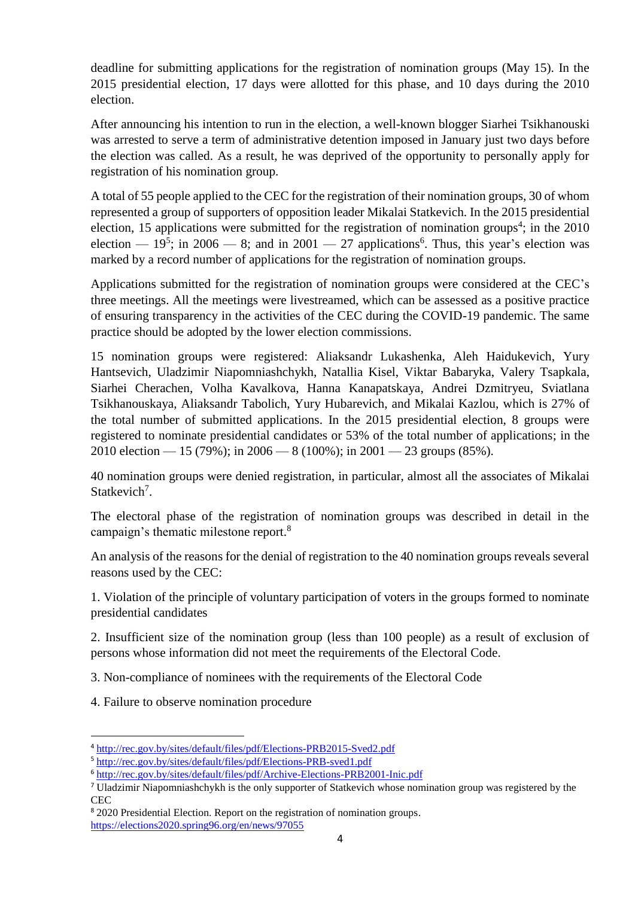deadline for submitting applications for the registration of nomination groups (May 15). In the 2015 presidential election, 17 days were allotted for this phase, and 10 days during the 2010 election.

After announcing his intention to run in the election, a well-known blogger Siarhei Tsikhanouski was arrested to serve a term of administrative detention imposed in January just two days before the election was called. As a result, he was deprived of the opportunity to personally apply for registration of his nomination group.

A total of 55 people applied to the CEC for the registration of their nomination groups, 30 of whom represented a group of supporters of opposition leader Mikalai Statkevich. In the 2015 presidential election, 15 applications were submitted for the registration of nomination groups[4]; in the 2010 election — 19[5]; in 2006 — 8; and in 2001 — 27 applications[6]. Thus, this year's election was marked by a record number of applications for the registration of nomination groups.

Applications submitted for the registration of nomination groups were considered at the CEC's three meetings. All the meetings were livestreamed, which can be assessed as a positive practice of ensuring transparency in the activities of the CEC during the COVID-19 pandemic. The same practice should be adopted by the lower election commissions.

15 nomination groups were registered: Aliaksandr Lukashenka, Aleh Haidukevich, Yury Hantsevich, Uladzimir Niapomniashchykh, Natallia Kisel, Viktar Babaryka, Valery Tsapkala, Siarhei Cherachen, Volha Kavalkova, Hanna Kanapatskaya, Andrei Dzmitryeu, Sviatlana Tsikhanouskaya, Aliaksandr Tabolich, Yury Hubarevich, and Mikalai Kazlou, which is 27% of the total number of submitted applications. In the 2015 presidential election, 8 groups were registered to nominate presidential candidates or 53% of the total number of applications; in the 2010 election — 15 (79%); in 2006 — 8 (100%); in 2001 — 23 groups (85%).

40 nomination groups were denied registration, in particular, almost all the associates of Mikalai Statkevich[7].

The electoral phase of the registration of nomination groups was described in detail in the campaign's thematic milestone report.[8]

An analysis of the reasons for the denial of registration to the 40 nomination groups reveals several reasons used by the CEC:

1. Violation of the principle of voluntary participation of voters in the groups formed to nominate presidential candidates

2. Insufficient size of the nomination group (less than 100 people) as a result of exclusion of persons whose information did not meet the requirements of the Electoral Code.

3. Non-compliance of nominees with the requirements of the Electoral Code

4. Failure to observe nomination procedure

---

[4] http://rec.gov.by/sites/default/files/pdf/Elections-PRB2015-Sved2.pdf

[5] http://rec.gov.by/sites/default/files/pdf/Elections-PRB-sved1.pdf

[6] http://rec.gov.by/sites/default/files/pdf/Archive-Elections-PRB2001-Inic.pdf

[7] Uladzimir Niapomniashchykh is the only supporter of Statkevich whose nomination group was registered by the CEC

[8] 2020 Presidential Election. Report on the registration of nomination groups. https://elections2020.spring96.org/en/news/97055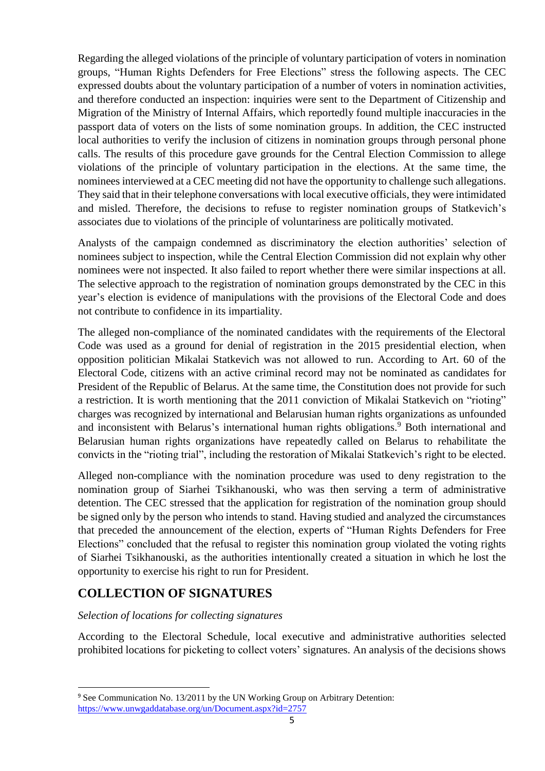Regarding the alleged violations of the principle of voluntary participation of voters in nomination groups, "Human Rights Defenders for Free Elections" stress the following aspects. The CEC expressed doubts about the voluntary participation of a number of voters in nomination activities, and therefore conducted an inspection: inquiries were sent to the Department of Citizenship and Migration of the Ministry of Internal Affairs, which reportedly found multiple inaccuracies in the passport data of voters on the lists of some nomination groups. In addition, the CEC instructed local authorities to verify the inclusion of citizens in nomination groups through personal phone calls. The results of this procedure gave grounds for the Central Election Commission to allege violations of the principle of voluntary participation in the elections. At the same time, the nominees interviewed at a CEC meeting did not have the opportunity to challenge such allegations. They said that in their telephone conversations with local executive officials, they were intimidated and misled. Therefore, the decisions to refuse to register nomination groups of Statkevich's associates due to violations of the principle of voluntariness are politically motivated.

Analysts of the campaign condemned as discriminatory the election authorities' selection of nominees subject to inspection, while the Central Election Commission did not explain why other nominees were not inspected. It also failed to report whether there were similar inspections at all. The selective approach to the registration of nomination groups demonstrated by the CEC in this year's election is evidence of manipulations with the provisions of the Electoral Code and does not contribute to confidence in its impartiality.

The alleged non-compliance of the nominated candidates with the requirements of the Electoral Code was used as a ground for denial of registration in the 2015 presidential election, when opposition politician Mikalai Statkevich was not allowed to run. According to Art. 60 of the Electoral Code, citizens with an active criminal record may not be nominated as candidates for President of the Republic of Belarus. At the same time, the Constitution does not provide for such a restriction. It is worth mentioning that the 2011 conviction of Mikalai Statkevich on "rioting" charges was recognized by international and Belarusian human rights organizations as unfounded and inconsistent with Belarus's international human rights obligations.[9] Both international and Belarusian human rights organizations have repeatedly called on Belarus to rehabilitate the convicts in the "rioting trial", including the restoration of Mikalai Statkevich's right to be elected.

Alleged non-compliance with the nomination procedure was used to deny registration to the nomination group of Siarhei Tsikhanouski, who was then serving a term of administrative detention. The CEC stressed that the application for registration of the nomination group should be signed only by the person who intends to stand. Having studied and analyzed the circumstances that preceded the announcement of the election, experts of "Human Rights Defenders for Free Elections" concluded that the refusal to register this nomination group violated the voting rights of Siarhei Tsikhanouski, as the authorities intentionally created a situation in which he lost the opportunity to exercise his right to run for President.

## COLLECTION OF SIGNATURES

*Selection of locations for collecting signatures*

According to the Electoral Schedule, local executive and administrative authorities selected prohibited locations for picketing to collect voters' signatures. An analysis of the decisions shows

---

[9] See Communication No. 13/2011 by the UN Working Group on Arbitrary Detention: https://www.unwgaddatabase.org/un/Document.aspx?id=2757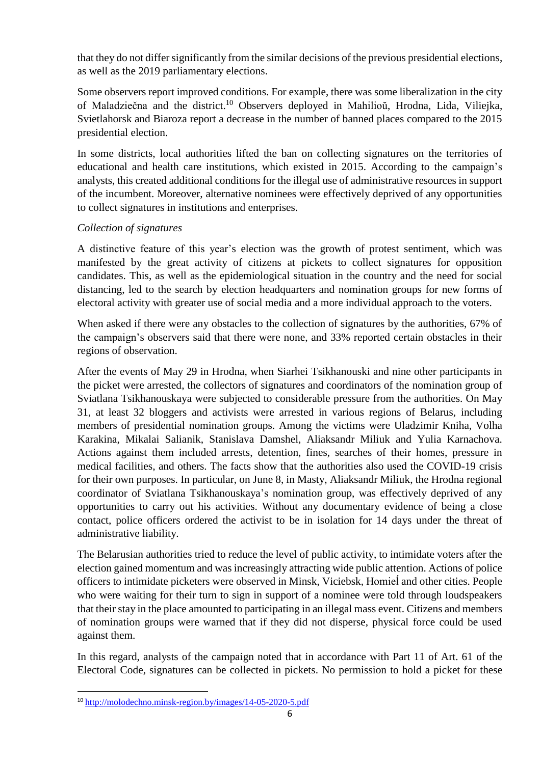that they do not differ significantly from the similar decisions of the previous presidential elections, as well as the 2019 parliamentary elections.

Some observers report improved conditions. For example, there was some liberalization in the city of Maladziečna and the district.[10] Observers deployed in Mahilioŭ, Hrodna, Lida, Viliejka, Svietlahorsk and Biaroza report a decrease in the number of banned places compared to the 2015 presidential election.

In some districts, local authorities lifted the ban on collecting signatures on the territories of educational and health care institutions, which existed in 2015. According to the campaign's analysts, this created additional conditions for the illegal use of administrative resources in support of the incumbent. Moreover, alternative nominees were effectively deprived of any opportunities to collect signatures in institutions and enterprises.

*Collection of signatures*

A distinctive feature of this year's election was the growth of protest sentiment, which was manifested by the great activity of citizens at pickets to collect signatures for opposition candidates. This, as well as the epidemiological situation in the country and the need for social distancing, led to the search by election headquarters and nomination groups for new forms of electoral activity with greater use of social media and a more individual approach to the voters.

When asked if there were any obstacles to the collection of signatures by the authorities, 67% of the campaign's observers said that there were none, and 33% reported certain obstacles in their regions of observation.

After the events of May 29 in Hrodna, when Siarhei Tsikhanouski and nine other participants in the picket were arrested, the collectors of signatures and coordinators of the nomination group of Sviatlana Tsikhanouskaya were subjected to considerable pressure from the authorities. On May 31, at least 32 bloggers and activists were arrested in various regions of Belarus, including members of presidential nomination groups. Among the victims were Uladzimir Kniha, Volha Karakina, Mikalai Salianik, Stanislava Damshel, Aliaksandr Miliuk and Yulia Karnachova. Actions against them included arrests, detention, fines, searches of their homes, pressure in medical facilities, and others. The facts show that the authorities also used the COVID-19 crisis for their own purposes. In particular, on June 8, in Masty, Aliaksandr Miliuk, the Hrodna regional coordinator of Sviatlana Tsikhanouskaya's nomination group, was effectively deprived of any opportunities to carry out his activities. Without any documentary evidence of being a close contact, police officers ordered the activist to be in isolation for 14 days under the threat of administrative liability.

The Belarusian authorities tried to reduce the level of public activity, to intimidate voters after the election gained momentum and was increasingly attracting wide public attention. Actions of police officers to intimidate picketers were observed in Minsk, Viciebsk, Homieĺ and other cities. People who were waiting for their turn to sign in support of a nominee were told through loudspeakers that their stay in the place amounted to participating in an illegal mass event. Citizens and members of nomination groups were warned that if they did not disperse, physical force could be used against them.

In this regard, analysts of the campaign noted that in accordance with Part 11 of Art. 61 of the Electoral Code, signatures can be collected in pickets. No permission to hold a picket for these

[10] http://molodechno.minsk-region.by/images/14-05-2020-5.pdf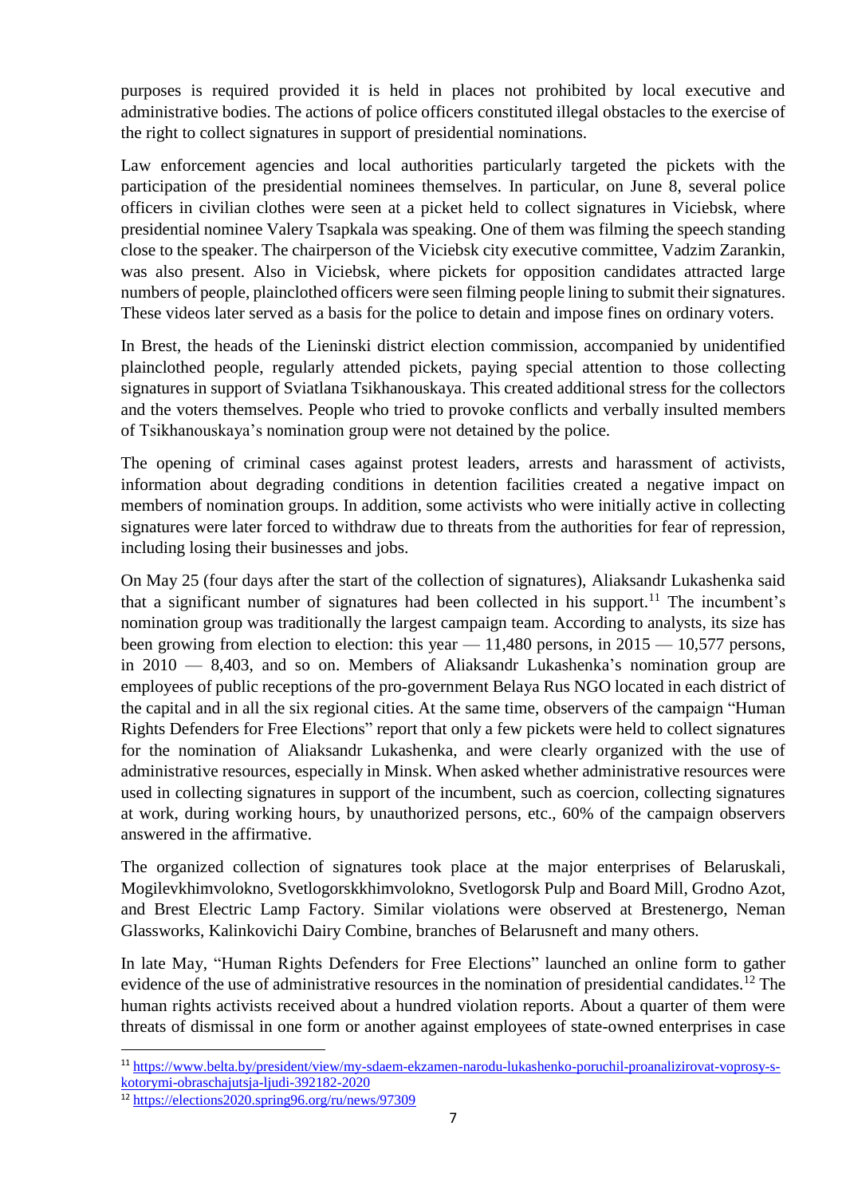purposes is required provided it is held in places not prohibited by local executive and administrative bodies. The actions of police officers constituted illegal obstacles to the exercise of the right to collect signatures in support of presidential nominations.

Law enforcement agencies and local authorities particularly targeted the pickets with the participation of the presidential nominees themselves. In particular, on June 8, several police officers in civilian clothes were seen at a picket held to collect signatures in Viciebsk, where presidential nominee Valery Tsapkala was speaking. One of them was filming the speech standing close to the speaker. The chairperson of the Viciebsk city executive committee, Vadzim Zarankin, was also present. Also in Viciebsk, where pickets for opposition candidates attracted large numbers of people, plainclothed officers were seen filming people lining to submit their signatures. These videos later served as a basis for the police to detain and impose fines on ordinary voters.

In Brest, the heads of the Lieninski district election commission, accompanied by unidentified plainclothed people, regularly attended pickets, paying special attention to those collecting signatures in support of Sviatlana Tsikhanouskaya. This created additional stress for the collectors and the voters themselves. People who tried to provoke conflicts and verbally insulted members of Tsikhanouskaya's nomination group were not detained by the police.

The opening of criminal cases against protest leaders, arrests and harassment of activists, information about degrading conditions in detention facilities created a negative impact on members of nomination groups. In addition, some activists who were initially active in collecting signatures were later forced to withdraw due to threats from the authorities for fear of repression, including losing their businesses and jobs.

On May 25 (four days after the start of the collection of signatures), Aliaksandr Lukashenka said that a significant number of signatures had been collected in his support.[11] The incumbent's nomination group was traditionally the largest campaign team. According to analysts, its size has been growing from election to election: this year — 11,480 persons, in 2015 — 10,577 persons, in 2010 — 8,403, and so on. Members of Aliaksandr Lukashenka's nomination group are employees of public receptions of the pro-government Belaya Rus NGO located in each district of the capital and in all the six regional cities. At the same time, observers of the campaign "Human Rights Defenders for Free Elections" report that only a few pickets were held to collect signatures for the nomination of Aliaksandr Lukashenka, and were clearly organized with the use of administrative resources, especially in Minsk. When asked whether administrative resources were used in collecting signatures in support of the incumbent, such as coercion, collecting signatures at work, during working hours, by unauthorized persons, etc., 60% of the campaign observers answered in the affirmative.

The organized collection of signatures took place at the major enterprises of Belaruskali, Mogilevkhimvolokno, Svetlogorskkhimvolokno, Svetlogorsk Pulp and Board Mill, Grodno Azot, and Brest Electric Lamp Factory. Similar violations were observed at Brestenergo, Neman Glassworks, Kalinkovichi Dairy Combine, branches of Belarusneft and many others.

In late May, "Human Rights Defenders for Free Elections" launched an online form to gather evidence of the use of administrative resources in the nomination of presidential candidates.[12] The human rights activists received about a hundred violation reports. About a quarter of them were threats of dismissal in one form or another against employees of state-owned enterprises in case

---

[11] https://www.belta.by/president/view/my-sdaem-ekzamen-narodu-lukashenko-poruchil-proanalizirovat-voprosy-s-kotorymi-obraschajutsja-ljudi-392182-2020

[12] https://elections2020.spring96.org/ru/news/97309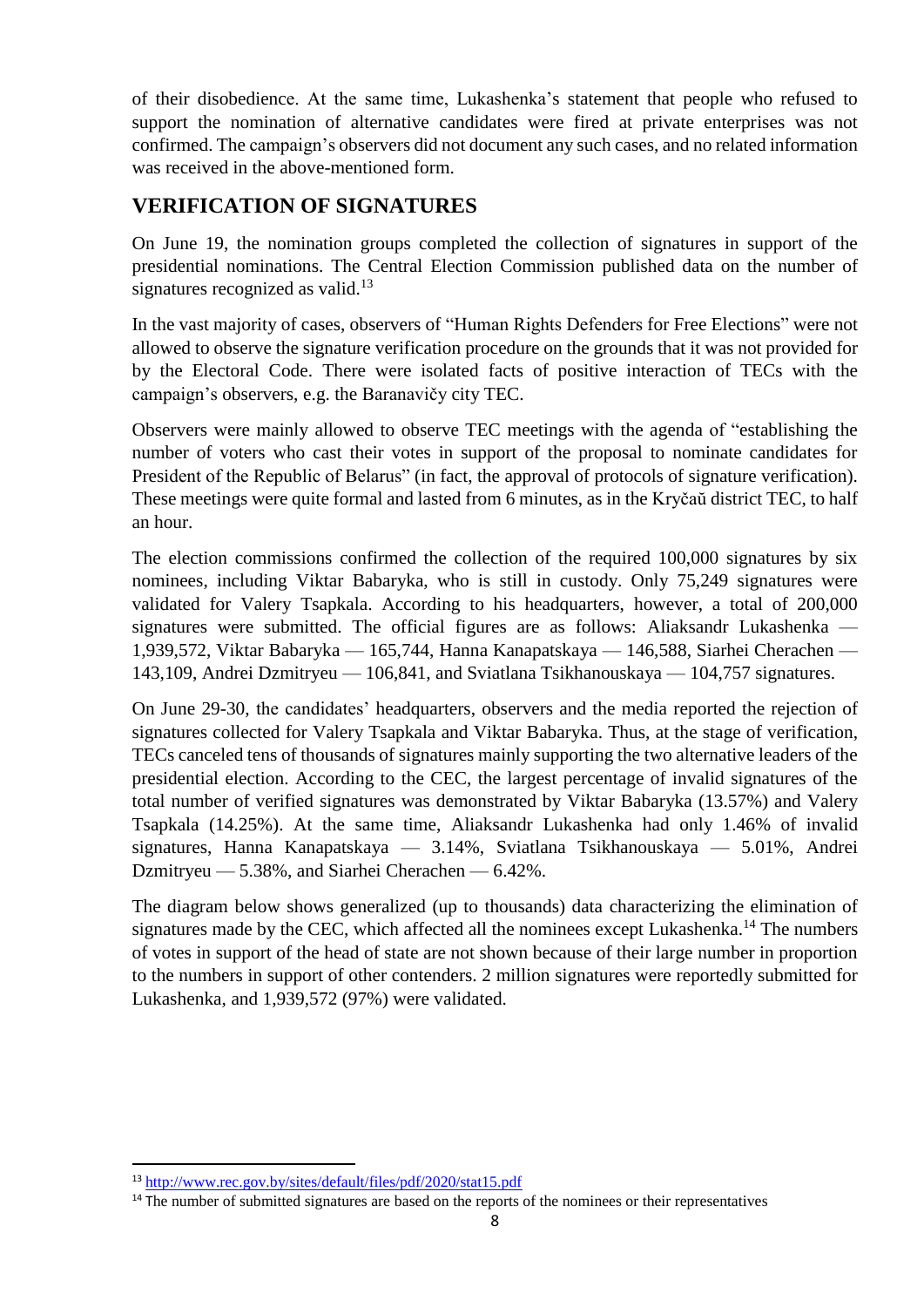of their disobedience. At the same time, Lukashenka's statement that people who refused to support the nomination of alternative candidates were fired at private enterprises was not confirmed. The campaign's observers did not document any such cases, and no related information was received in the above-mentioned form.

## VERIFICATION OF SIGNATURES

On June 19, the nomination groups completed the collection of signatures in support of the presidential nominations. The Central Election Commission published data on the number of signatures recognized as valid.[13]

In the vast majority of cases, observers of "Human Rights Defenders for Free Elections" were not allowed to observe the signature verification procedure on the grounds that it was not provided for by the Electoral Code. There were isolated facts of positive interaction of TECs with the campaign's observers, e.g. the Baranavičy city TEC.

Observers were mainly allowed to observe TEC meetings with the agenda of "establishing the number of voters who cast their votes in support of the proposal to nominate candidates for President of the Republic of Belarus" (in fact, the approval of protocols of signature verification). These meetings were quite formal and lasted from 6 minutes, as in the Kryčaŭ district TEC, to half an hour.

The election commissions confirmed the collection of the required 100,000 signatures by six nominees, including Viktar Babaryka, who is still in custody. Only 75,249 signatures were validated for Valery Tsapkala. According to his headquarters, however, a total of 200,000 signatures were submitted. The official figures are as follows: Aliaksandr Lukashenka — 1,939,572, Viktar Babaryka — 165,744, Hanna Kanapatskaya — 146,588, Siarhei Cherachen — 143,109, Andrei Dzmitryeu — 106,841, and Sviatlana Tsikhanouskaya — 104,757 signatures.

On June 29-30, the candidates' headquarters, observers and the media reported the rejection of signatures collected for Valery Tsapkala and Viktar Babaryka. Thus, at the stage of verification, TECs canceled tens of thousands of signatures mainly supporting the two alternative leaders of the presidential election. According to the CEC, the largest percentage of invalid signatures of the total number of verified signatures was demonstrated by Viktar Babaryka (13.57%) and Valery Tsapkala (14.25%). At the same time, Aliaksandr Lukashenka had only 1.46% of invalid signatures, Hanna Kanapatskaya — 3.14%, Sviatlana Tsikhanouskaya — 5.01%, Andrei Dzmitryeu — 5.38%, and Siarhei Cherachen — 6.42%.

The diagram below shows generalized (up to thousands) data characterizing the elimination of signatures made by the CEC, which affected all the nominees except Lukashenka.[14] The numbers of votes in support of the head of state are not shown because of their large number in proportion to the numbers in support of other contenders. 2 million signatures were reportedly submitted for Lukashenka, and 1,939,572 (97%) were validated.

---

[13] http://www.rec.gov.by/sites/default/files/pdf/2020/stat15.pdf

[14] The number of submitted signatures are based on the reports of the nominees or their representatives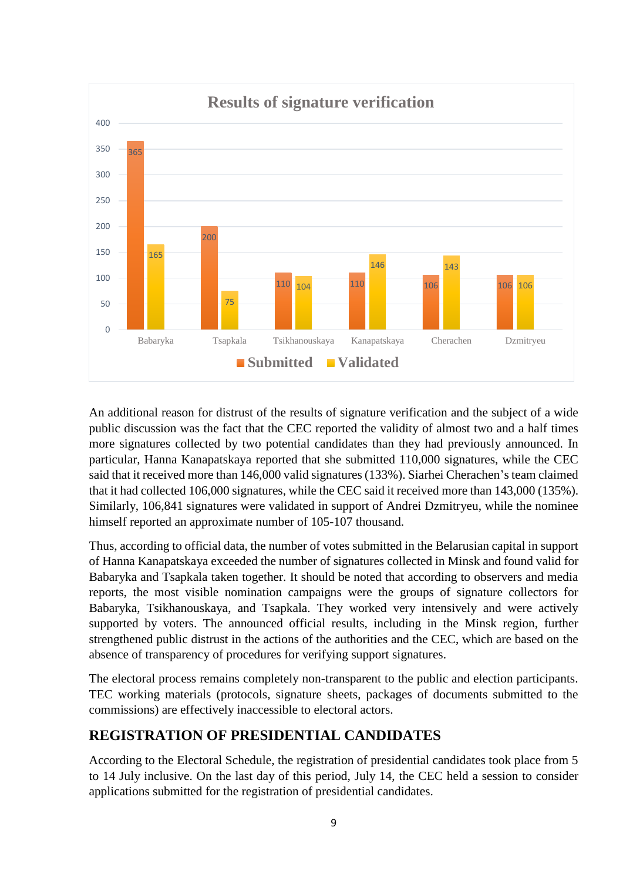**Results of signature verification**

| | Submitted | Validated |
|---|---|---|
| Babaryka | 365 | 165 |
| Tsapkala | 200 | 75 |
| Tsikhanouskaya | 110 | 104 |
| Kanapatskaya | 110 | 146 |
| Cherachen | 106 | 143 |
| Dzmitryeu | 106 | 106 |

An additional reason for distrust of the results of signature verification and the subject of a wide public discussion was the fact that the CEC reported the validity of almost two and a half times more signatures collected by two potential candidates than they had previously announced. In particular, Hanna Kanapatskaya reported that she submitted 110,000 signatures, while the CEC said that it received more than 146,000 valid signatures (133%). Siarhei Cherachen's team claimed that it had collected 106,000 signatures, while the CEC said it received more than 143,000 (135%). Similarly, 106,841 signatures were validated in support of Andrei Dzmitryeu, while the nominee himself reported an approximate number of 105-107 thousand.

Thus, according to official data, the number of votes submitted in the Belarusian capital in support of Hanna Kanapatskaya exceeded the number of signatures collected in Minsk and found valid for Babaryka and Tsapkala taken together. It should be noted that according to observers and media reports, the most visible nomination campaigns were the groups of signature collectors for Babaryka, Tsikhanouskaya, and Tsapkala. They worked very intensively and were actively supported by voters. The announced official results, including in the Minsk region, further strengthened public distrust in the actions of the authorities and the CEC, which are based on the absence of transparency of procedures for verifying support signatures.

The electoral process remains completely non-transparent to the public and election participants. TEC working materials (protocols, signature sheets, packages of documents submitted to the commissions) are effectively inaccessible to electoral actors.

## REGISTRATION OF PRESIDENTIAL CANDIDATES

According to the Electoral Schedule, the registration of presidential candidates took place from 5 to 14 July inclusive. On the last day of this period, July 14, the CEC held a session to consider applications submitted for the registration of presidential candidates.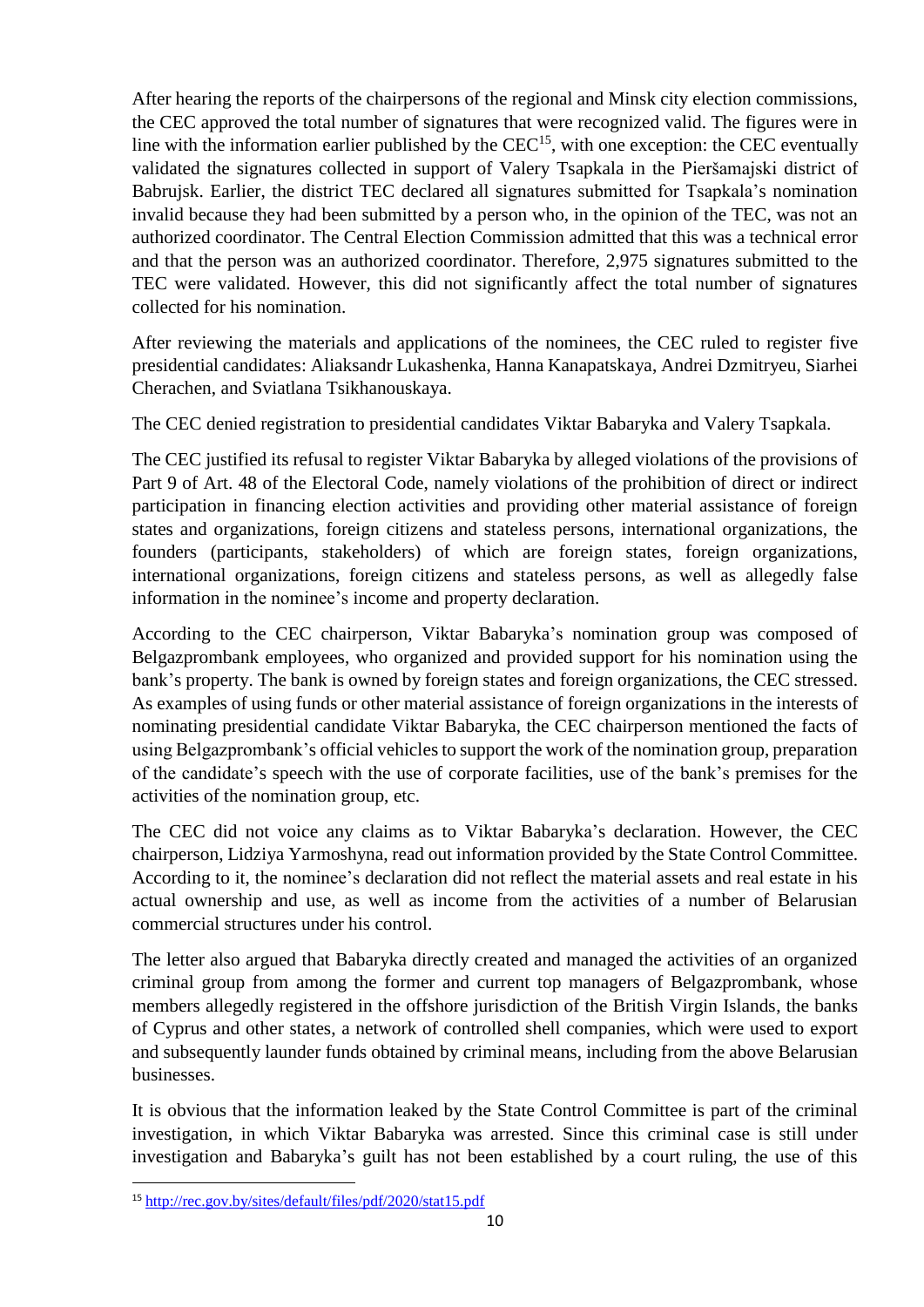After hearing the reports of the chairpersons of the regional and Minsk city election commissions, the CEC approved the total number of signatures that were recognized valid. The figures were in line with the information earlier published by the CEC[15], with one exception: the CEC eventually validated the signatures collected in support of Valery Tsapkala in the Pieršamajski district of Babrujsk. Earlier, the district TEC declared all signatures submitted for Tsapkala's nomination invalid because they had been submitted by a person who, in the opinion of the TEC, was not an authorized coordinator. The Central Election Commission admitted that this was a technical error and that the person was an authorized coordinator. Therefore, 2,975 signatures submitted to the TEC were validated. However, this did not significantly affect the total number of signatures collected for his nomination.

After reviewing the materials and applications of the nominees, the CEC ruled to register five presidential candidates: Aliaksandr Lukashenka, Hanna Kanapatskaya, Andrei Dzmitryeu, Siarhei Cherachen, and Sviatlana Tsikhanouskaya.

The CEC denied registration to presidential candidates Viktar Babaryka and Valery Tsapkala.

The CEC justified its refusal to register Viktar Babaryka by alleged violations of the provisions of Part 9 of Art. 48 of the Electoral Code, namely violations of the prohibition of direct or indirect participation in financing election activities and providing other material assistance of foreign states and organizations, foreign citizens and stateless persons, international organizations, the founders (participants, stakeholders) of which are foreign states, foreign organizations, international organizations, foreign citizens and stateless persons, as well as allegedly false information in the nominee's income and property declaration.

According to the CEC chairperson, Viktar Babaryka's nomination group was composed of Belgazprombank employees, who organized and provided support for his nomination using the bank's property. The bank is owned by foreign states and foreign organizations, the CEC stressed. As examples of using funds or other material assistance of foreign organizations in the interests of nominating presidential candidate Viktar Babaryka, the CEC chairperson mentioned the facts of using Belgazprombank's official vehicles to support the work of the nomination group, preparation of the candidate's speech with the use of corporate facilities, use of the bank's premises for the activities of the nomination group, etc.

The CEC did not voice any claims as to Viktar Babaryka's declaration. However, the CEC chairperson, Lidziya Yarmoshyna, read out information provided by the State Control Committee. According to it, the nominee's declaration did not reflect the material assets and real estate in his actual ownership and use, as well as income from the activities of a number of Belarusian commercial structures under his control.

The letter also argued that Babaryka directly created and managed the activities of an organized criminal group from among the former and current top managers of Belgazprombank, whose members allegedly registered in the offshore jurisdiction of the British Virgin Islands, the banks of Cyprus and other states, a network of controlled shell companies, which were used to export and subsequently launder funds obtained by criminal means, including from the above Belarusian businesses.

It is obvious that the information leaked by the State Control Committee is part of the criminal investigation, in which Viktar Babaryka was arrested. Since this criminal case is still under investigation and Babaryka's guilt has not been established by a court ruling, the use of this

---

[15] http://rec.gov.by/sites/default/files/pdf/2020/stat15.pdf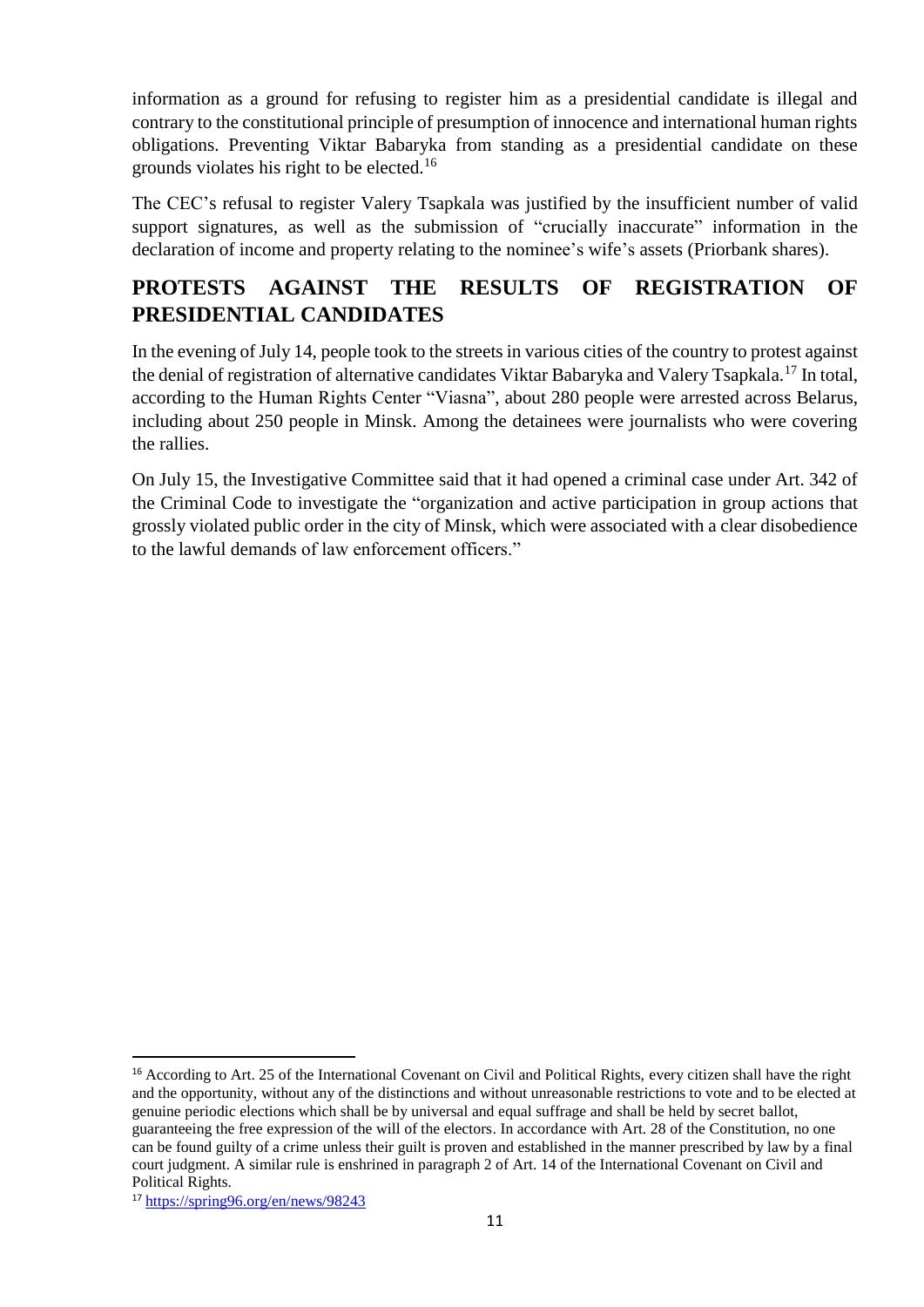information as a ground for refusing to register him as a presidential candidate is illegal and contrary to the constitutional principle of presumption of innocence and international human rights obligations. Preventing Viktar Babaryka from standing as a presidential candidate on these grounds violates his right to be elected.[16]

The CEC's refusal to register Valery Tsapkala was justified by the insufficient number of valid support signatures, as well as the submission of "crucially inaccurate" information in the declaration of income and property relating to the nominee's wife's assets (Priorbank shares).

## PROTESTS AGAINST THE RESULTS OF REGISTRATION OF PRESIDENTIAL CANDIDATES

In the evening of July 14, people took to the streets in various cities of the country to protest against the denial of registration of alternative candidates Viktar Babaryka and Valery Tsapkala.[17] In total, according to the Human Rights Center "Viasna", about 280 people were arrested across Belarus, including about 250 people in Minsk. Among the detainees were journalists who were covering the rallies.

On July 15, the Investigative Committee said that it had opened a criminal case under Art. 342 of the Criminal Code to investigate the "organization and active participation in group actions that grossly violated public order in the city of Minsk, which were associated with a clear disobedience to the lawful demands of law enforcement officers."

---

[16] According to Art. 25 of the International Covenant on Civil and Political Rights, every citizen shall have the right and the opportunity, without any of the distinctions and without unreasonable restrictions to vote and to be elected at genuine periodic elections which shall be by universal and equal suffrage and shall be held by secret ballot, guaranteeing the free expression of the will of the electors. In accordance with Art. 28 of the Constitution, no one can be found guilty of a crime unless their guilt is proven and established in the manner prescribed by law by a final court judgment. A similar rule is enshrined in paragraph 2 of Art. 14 of the International Covenant on Civil and Political Rights.

[17] https://spring96.org/en/news/98243